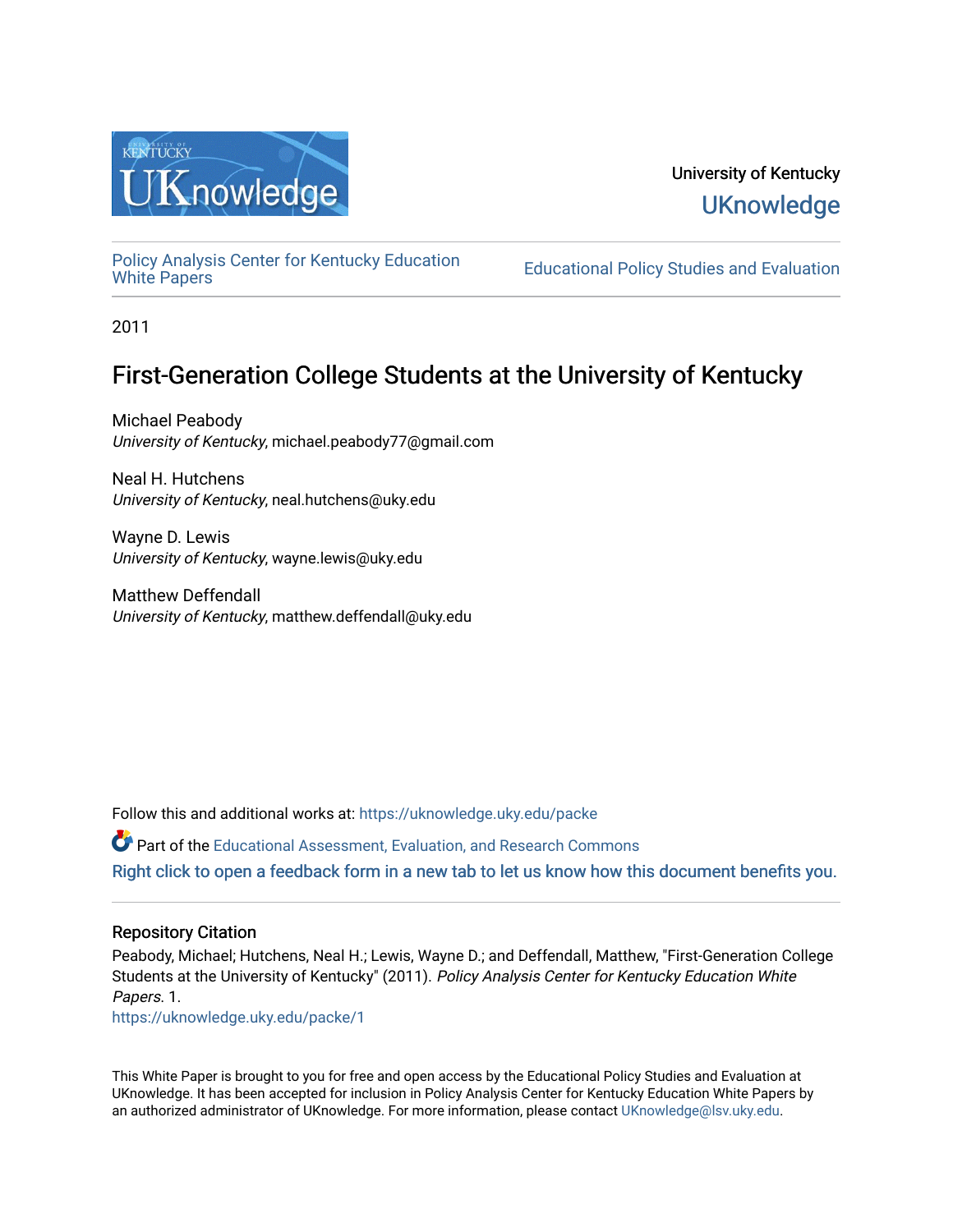University of Kentucky

UKnowledge

Policy Analysis Center for Kentucky Education White Papers

Educational Policy Studies and Evaluation

2011

# First-Generation College Students at the University of Kentucky

Michael Peabody
*University of Kentucky*, michael.peabody77@gmail.com

Neal H. Hutchens
*University of Kentucky*, neal.hutchens@uky.edu

Wayne D. Lewis
*University of Kentucky*, wayne.lewis@uky.edu

Matthew Deffendall
*University of Kentucky*, matthew.deffendall@uky.edu

Follow this and additional works at: https://uknowledge.uky.edu/packe

Part of the Educational Assessment, Evaluation, and Research Commons

Right click to open a feedback form in a new tab to let us know how this document benefits you.

## Repository Citation

Peabody, Michael; Hutchens, Neal H.; Lewis, Wayne D.; and Deffendall, Matthew, "First-Generation College Students at the University of Kentucky" (2011). *Policy Analysis Center for Kentucky Education White Papers*. 1.
https://uknowledge.uky.edu/packe/1

This White Paper is brought to you for free and open access by the Educational Policy Studies and Evaluation at UKnowledge. It has been accepted for inclusion in Policy Analysis Center for Kentucky Education White Papers by an authorized administrator of UKnowledge. For more information, please contact UKnowledge@lsv.uky.edu.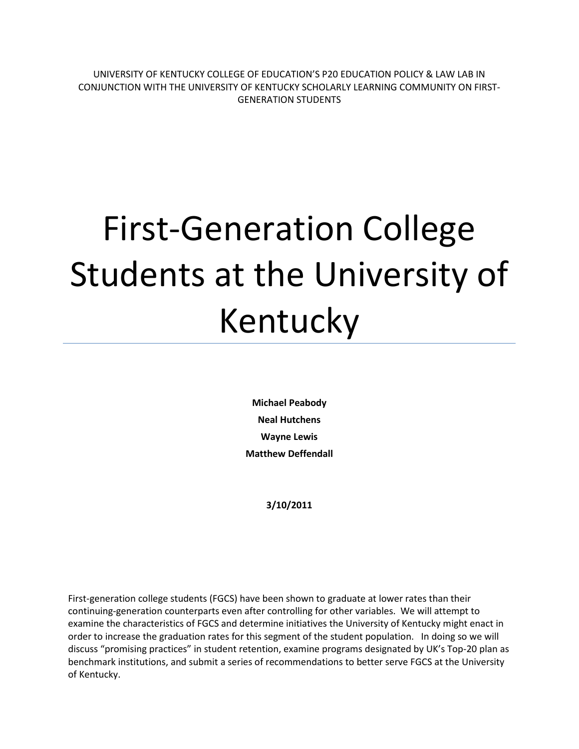UNIVERSITY OF KENTUCKY COLLEGE OF EDUCATION'S P20 EDUCATION POLICY & LAW LAB IN CONJUNCTION WITH THE UNIVERSITY OF KENTUCKY SCHOLARLY LEARNING COMMUNITY ON FIRST-GENERATION STUDENTS

# First-Generation College Students at the University of Kentucky

**Michael Peabody**
**Neal Hutchens**
**Wayne Lewis**
**Matthew Deffendall**

**3/10/2011**

First-generation college students (FGCS) have been shown to graduate at lower rates than their continuing-generation counterparts even after controlling for other variables. We will attempt to examine the characteristics of FGCS and determine initiatives the University of Kentucky might enact in order to increase the graduation rates for this segment of the student population. In doing so we will discuss "promising practices" in student retention, examine programs designated by UK's Top-20 plan as benchmark institutions, and submit a series of recommendations to better serve FGCS at the University of Kentucky.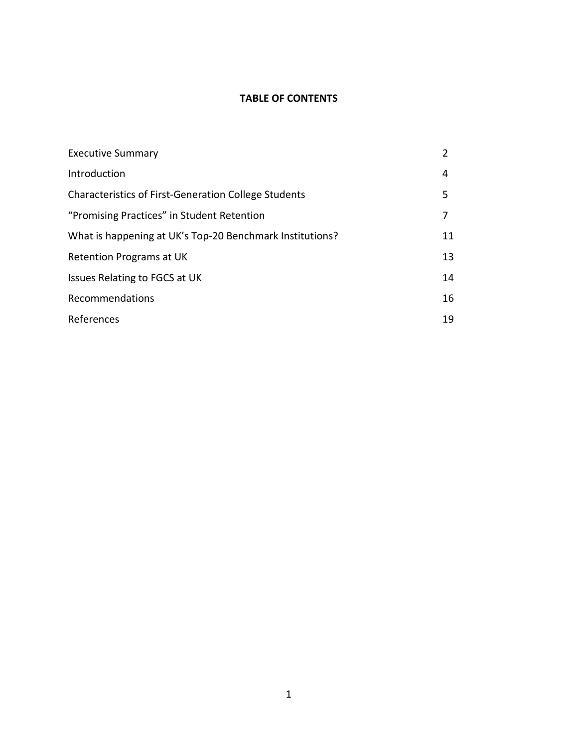# TABLE OF CONTENTS

| | |
|---|---|
| Executive Summary | 2 |
| Introduction | 4 |
| Characteristics of First-Generation College Students | 5 |
| “Promising Practices” in Student Retention | 7 |
| What is happening at UK’s Top-20 Benchmark Institutions? | 11 |
| Retention Programs at UK | 13 |
| Issues Relating to FGCS at UK | 14 |
| Recommendations | 16 |
| References | 19 |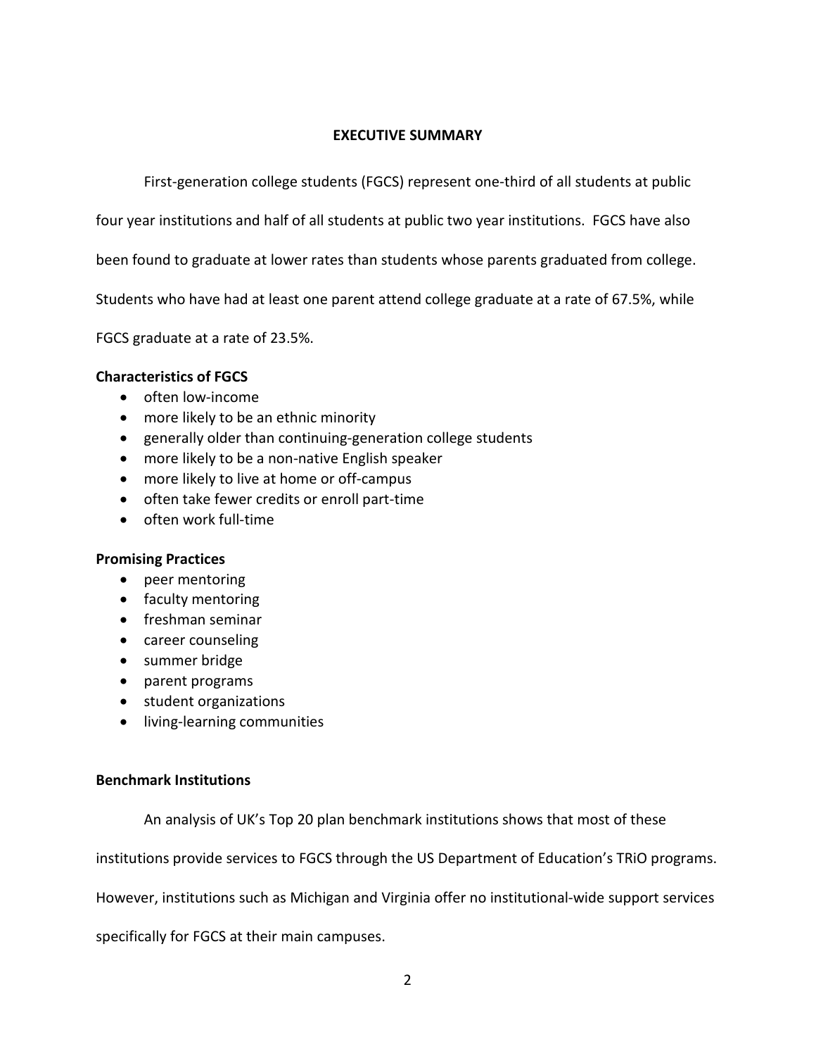## EXECUTIVE SUMMARY

First-generation college students (FGCS) represent one-third of all students at public four year institutions and half of all students at public two year institutions. FGCS have also been found to graduate at lower rates than students whose parents graduated from college. Students who have had at least one parent attend college graduate at a rate of 67.5%, while FGCS graduate at a rate of 23.5%.

**Characteristics of FGCS**

- often low-income
- more likely to be an ethnic minority
- generally older than continuing-generation college students
- more likely to be a non-native English speaker
- more likely to live at home or off-campus
- often take fewer credits or enroll part-time
- often work full-time

**Promising Practices**

- peer mentoring
- faculty mentoring
- freshman seminar
- career counseling
- summer bridge
- parent programs
- student organizations
- living-learning communities

**Benchmark Institutions**

An analysis of UK's Top 20 plan benchmark institutions shows that most of these institutions provide services to FGCS through the US Department of Education's TRiO programs. However, institutions such as Michigan and Virginia offer no institutional-wide support services specifically for FGCS at their main campuses.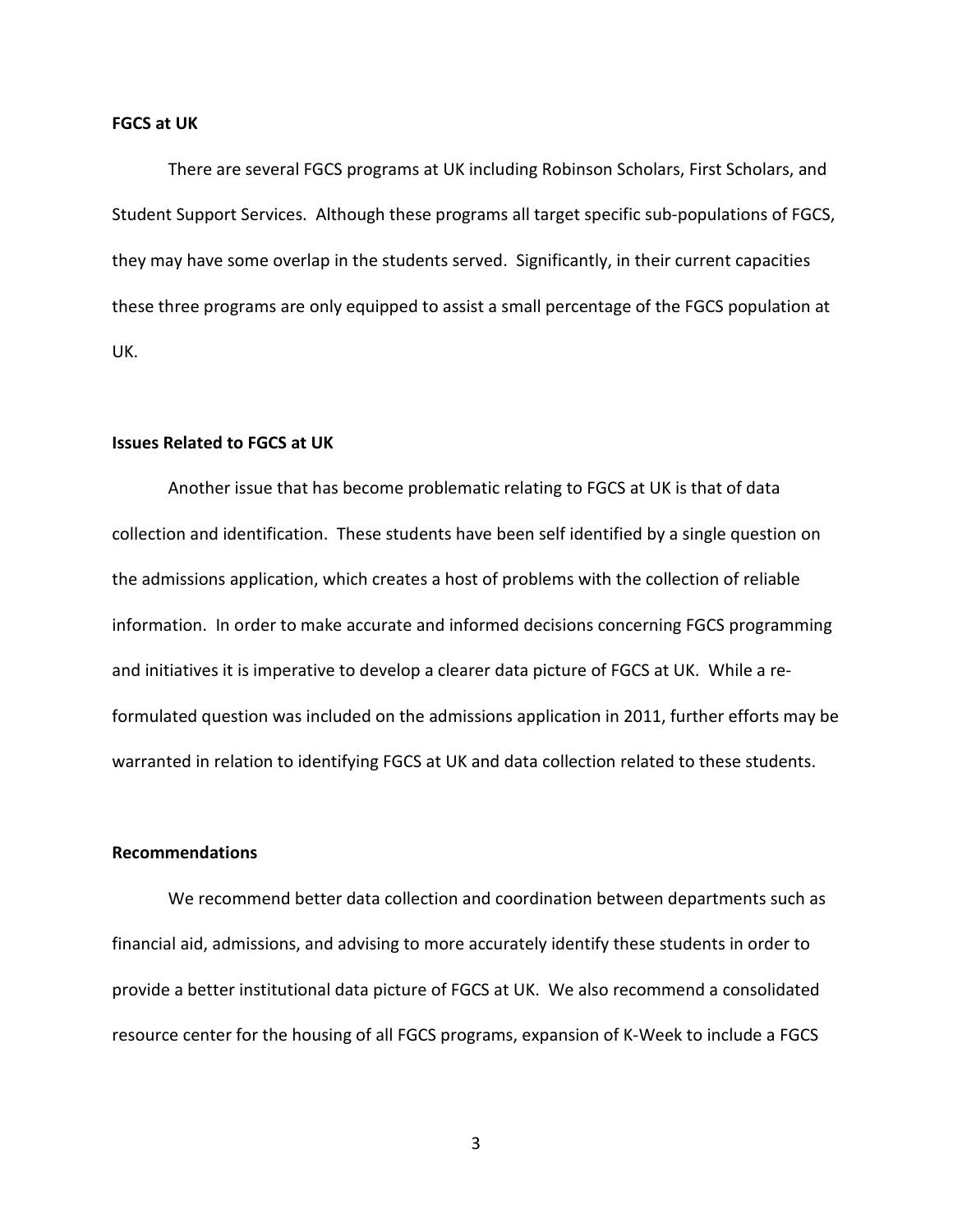**FGCS at UK**

There are several FGCS programs at UK including Robinson Scholars, First Scholars, and Student Support Services. Although these programs all target specific sub-populations of FGCS, they may have some overlap in the students served. Significantly, in their current capacities these three programs are only equipped to assist a small percentage of the FGCS population at UK.

**Issues Related to FGCS at UK**

Another issue that has become problematic relating to FGCS at UK is that of data collection and identification. These students have been self identified by a single question on the admissions application, which creates a host of problems with the collection of reliable information. In order to make accurate and informed decisions concerning FGCS programming and initiatives it is imperative to develop a clearer data picture of FGCS at UK. While a re-formulated question was included on the admissions application in 2011, further efforts may be warranted in relation to identifying FGCS at UK and data collection related to these students.

**Recommendations**

We recommend better data collection and coordination between departments such as financial aid, admissions, and advising to more accurately identify these students in order to provide a better institutional data picture of FGCS at UK. We also recommend a consolidated resource center for the housing of all FGCS programs, expansion of K-Week to include a FGCS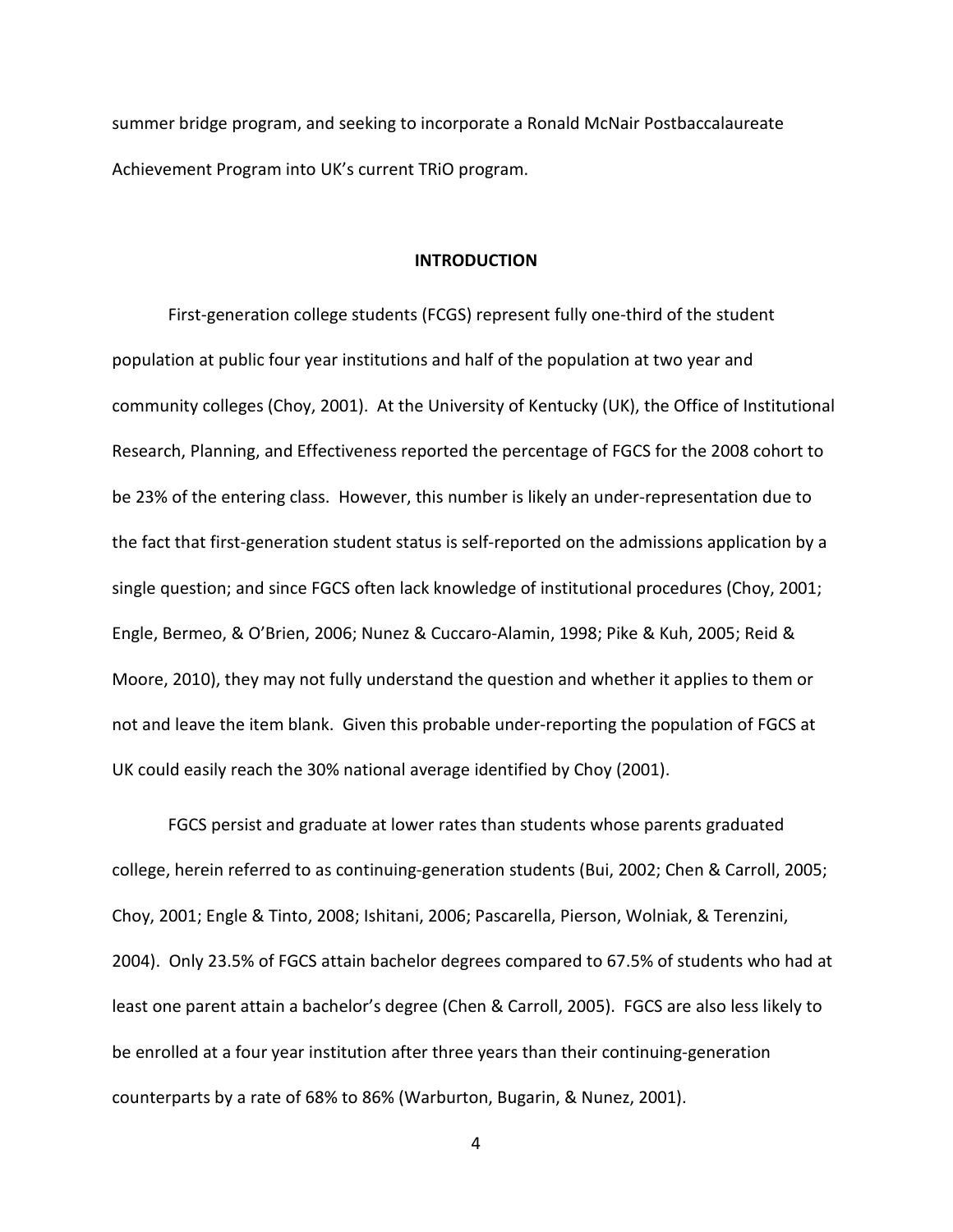summer bridge program, and seeking to incorporate a Ronald McNair Postbaccalaureate Achievement Program into UK's current TRiO program.

## INTRODUCTION

First-generation college students (FCGS) represent fully one-third of the student population at public four year institutions and half of the population at two year and community colleges (Choy, 2001). At the University of Kentucky (UK), the Office of Institutional Research, Planning, and Effectiveness reported the percentage of FGCS for the 2008 cohort to be 23% of the entering class. However, this number is likely an under-representation due to the fact that first-generation student status is self-reported on the admissions application by a single question; and since FGCS often lack knowledge of institutional procedures (Choy, 2001; Engle, Bermeo, & O'Brien, 2006; Nunez & Cuccaro-Alamin, 1998; Pike & Kuh, 2005; Reid & Moore, 2010), they may not fully understand the question and whether it applies to them or not and leave the item blank. Given this probable under-reporting the population of FGCS at UK could easily reach the 30% national average identified by Choy (2001).

FGCS persist and graduate at lower rates than students whose parents graduated college, herein referred to as continuing-generation students (Bui, 2002; Chen & Carroll, 2005; Choy, 2001; Engle & Tinto, 2008; Ishitani, 2006; Pascarella, Pierson, Wolniak, & Terenzini, 2004). Only 23.5% of FGCS attain bachelor degrees compared to 67.5% of students who had at least one parent attain a bachelor's degree (Chen & Carroll, 2005). FGCS are also less likely to be enrolled at a four year institution after three years than their continuing-generation counterparts by a rate of 68% to 86% (Warburton, Bugarin, & Nunez, 2001).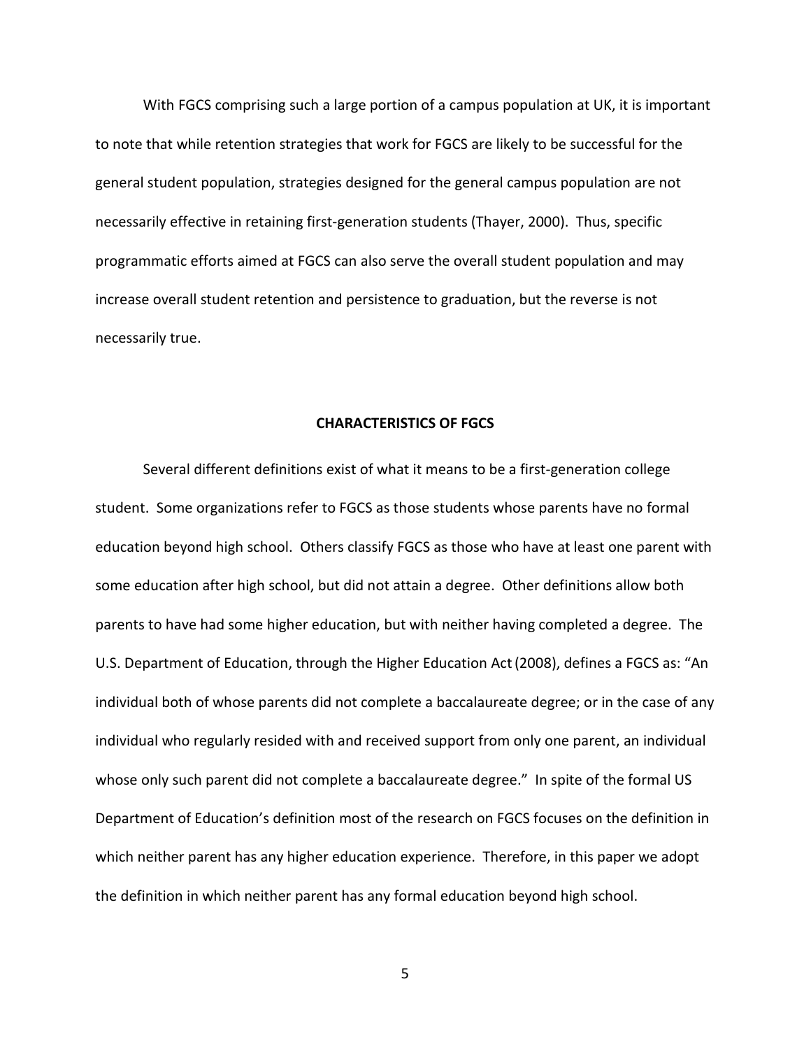With FGCS comprising such a large portion of a campus population at UK, it is important to note that while retention strategies that work for FGCS are likely to be successful for the general student population, strategies designed for the general campus population are not necessarily effective in retaining first-generation students (Thayer, 2000). Thus, specific programmatic efforts aimed at FGCS can also serve the overall student population and may increase overall student retention and persistence to graduation, but the reverse is not necessarily true.

## CHARACTERISTICS OF FGCS

Several different definitions exist of what it means to be a first-generation college student. Some organizations refer to FGCS as those students whose parents have no formal education beyond high school. Others classify FGCS as those who have at least one parent with some education after high school, but did not attain a degree. Other definitions allow both parents to have had some higher education, but with neither having completed a degree. The U.S. Department of Education, through the Higher Education Act (2008), defines a FGCS as: "An individual both of whose parents did not complete a baccalaureate degree; or in the case of any individual who regularly resided with and received support from only one parent, an individual whose only such parent did not complete a baccalaureate degree." In spite of the formal US Department of Education's definition most of the research on FGCS focuses on the definition in which neither parent has any higher education experience. Therefore, in this paper we adopt the definition in which neither parent has any formal education beyond high school.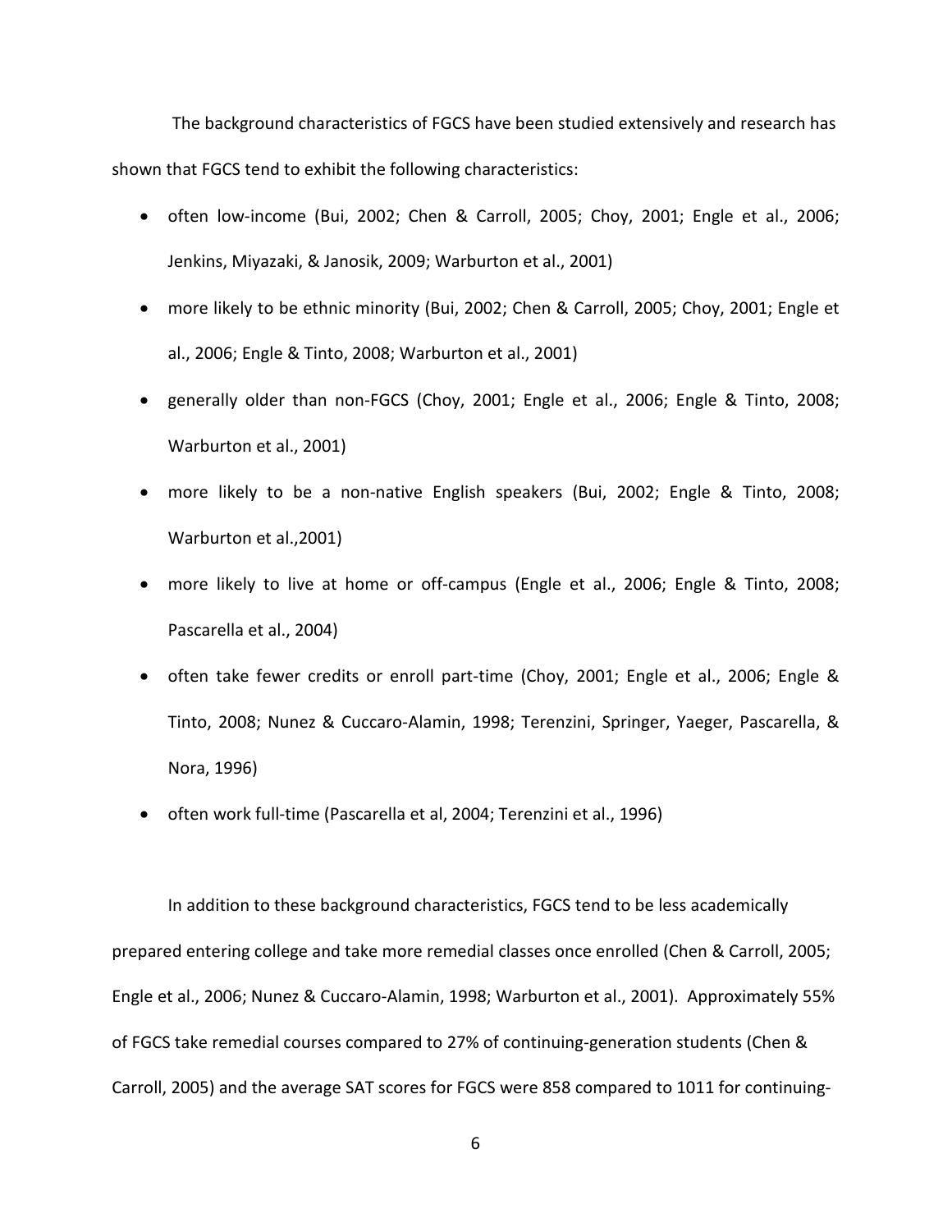The background characteristics of FGCS have been studied extensively and research has shown that FGCS tend to exhibit the following characteristics:

- often low-income (Bui, 2002; Chen & Carroll, 2005; Choy, 2001; Engle et al., 2006; Jenkins, Miyazaki, & Janosik, 2009; Warburton et al., 2001)
- more likely to be ethnic minority (Bui, 2002; Chen & Carroll, 2005; Choy, 2001; Engle et al., 2006; Engle & Tinto, 2008; Warburton et al., 2001)
- generally older than non-FGCS (Choy, 2001; Engle et al., 2006; Engle & Tinto, 2008; Warburton et al., 2001)
- more likely to be a non-native English speakers (Bui, 2002; Engle & Tinto, 2008; Warburton et al.,2001)
- more likely to live at home or off-campus (Engle et al., 2006; Engle & Tinto, 2008; Pascarella et al., 2004)
- often take fewer credits or enroll part-time (Choy, 2001; Engle et al., 2006; Engle & Tinto, 2008; Nunez & Cuccaro-Alamin, 1998; Terenzini, Springer, Yaeger, Pascarella, & Nora, 1996)
- often work full-time (Pascarella et al, 2004; Terenzini et al., 1996)

In addition to these background characteristics, FGCS tend to be less academically prepared entering college and take more remedial classes once enrolled (Chen & Carroll, 2005; Engle et al., 2006; Nunez & Cuccaro-Alamin, 1998; Warburton et al., 2001). Approximately 55% of FGCS take remedial courses compared to 27% of continuing-generation students (Chen & Carroll, 2005) and the average SAT scores for FGCS were 858 compared to 1011 for continuing-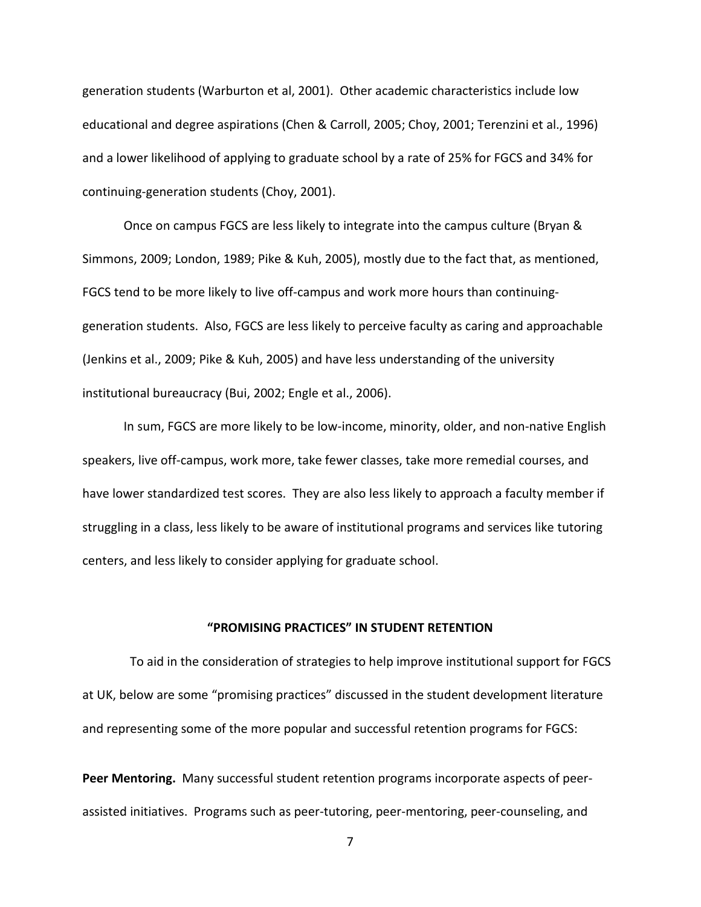generation students (Warburton et al, 2001). Other academic characteristics include low educational and degree aspirations (Chen & Carroll, 2005; Choy, 2001; Terenzini et al., 1996) and a lower likelihood of applying to graduate school by a rate of 25% for FGCS and 34% for continuing-generation students (Choy, 2001).

Once on campus FGCS are less likely to integrate into the campus culture (Bryan & Simmons, 2009; London, 1989; Pike & Kuh, 2005), mostly due to the fact that, as mentioned, FGCS tend to be more likely to live off-campus and work more hours than continuing-generation students. Also, FGCS are less likely to perceive faculty as caring and approachable (Jenkins et al., 2009; Pike & Kuh, 2005) and have less understanding of the university institutional bureaucracy (Bui, 2002; Engle et al., 2006).

In sum, FGCS are more likely to be low-income, minority, older, and non-native English speakers, live off-campus, work more, take fewer classes, take more remedial courses, and have lower standardized test scores. They are also less likely to approach a faculty member if struggling in a class, less likely to be aware of institutional programs and services like tutoring centers, and less likely to consider applying for graduate school.

## "PROMISING PRACTICES" IN STUDENT RETENTION

To aid in the consideration of strategies to help improve institutional support for FGCS at UK, below are some "promising practices" discussed in the student development literature and representing some of the more popular and successful retention programs for FGCS:

**Peer Mentoring.** Many successful student retention programs incorporate aspects of peer-assisted initiatives. Programs such as peer-tutoring, peer-mentoring, peer-counseling, and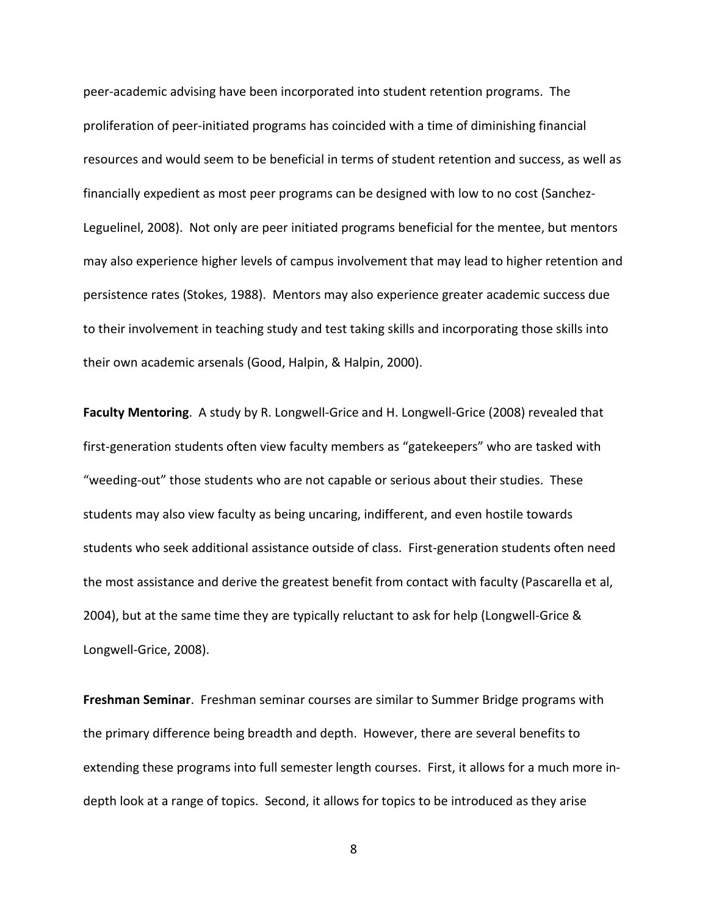peer-academic advising have been incorporated into student retention programs. The proliferation of peer-initiated programs has coincided with a time of diminishing financial resources and would seem to be beneficial in terms of student retention and success, as well as financially expedient as most peer programs can be designed with low to no cost (Sanchez-Leguelinel, 2008). Not only are peer initiated programs beneficial for the mentee, but mentors may also experience higher levels of campus involvement that may lead to higher retention and persistence rates (Stokes, 1988). Mentors may also experience greater academic success due to their involvement in teaching study and test taking skills and incorporating those skills into their own academic arsenals (Good, Halpin, & Halpin, 2000).

**Faculty Mentoring**. A study by R. Longwell-Grice and H. Longwell-Grice (2008) revealed that first-generation students often view faculty members as "gatekeepers" who are tasked with "weeding-out" those students who are not capable or serious about their studies. These students may also view faculty as being uncaring, indifferent, and even hostile towards students who seek additional assistance outside of class. First-generation students often need the most assistance and derive the greatest benefit from contact with faculty (Pascarella et al, 2004), but at the same time they are typically reluctant to ask for help (Longwell-Grice & Longwell-Grice, 2008).

**Freshman Seminar**. Freshman seminar courses are similar to Summer Bridge programs with the primary difference being breadth and depth. However, there are several benefits to extending these programs into full semester length courses. First, it allows for a much more in-depth look at a range of topics. Second, it allows for topics to be introduced as they arise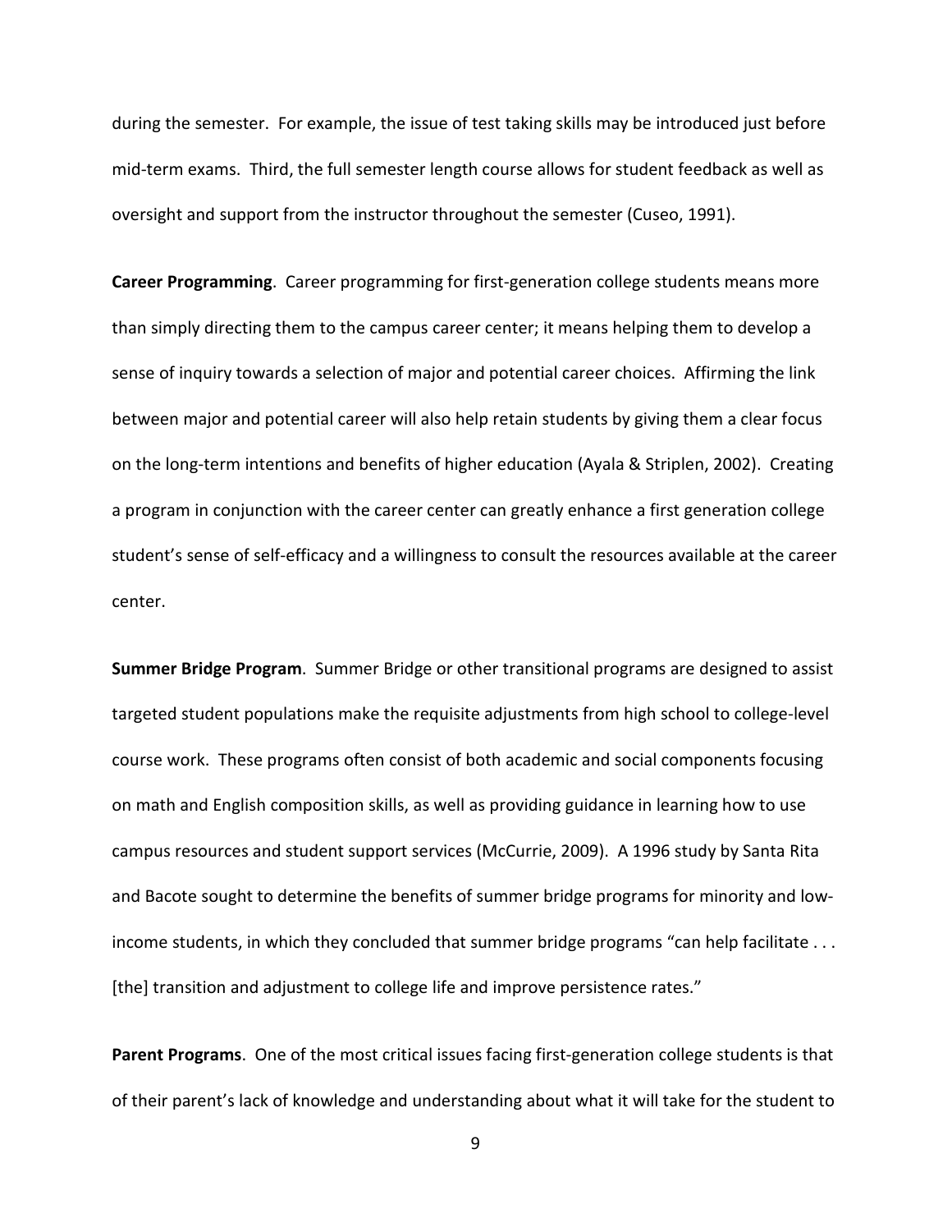during the semester. For example, the issue of test taking skills may be introduced just before mid-term exams. Third, the full semester length course allows for student feedback as well as oversight and support from the instructor throughout the semester (Cuseo, 1991).

**Career Programming**. Career programming for first-generation college students means more than simply directing them to the campus career center; it means helping them to develop a sense of inquiry towards a selection of major and potential career choices. Affirming the link between major and potential career will also help retain students by giving them a clear focus on the long-term intentions and benefits of higher education (Ayala & Striplen, 2002). Creating a program in conjunction with the career center can greatly enhance a first generation college student's sense of self-efficacy and a willingness to consult the resources available at the career center.

**Summer Bridge Program**. Summer Bridge or other transitional programs are designed to assist targeted student populations make the requisite adjustments from high school to college-level course work. These programs often consist of both academic and social components focusing on math and English composition skills, as well as providing guidance in learning how to use campus resources and student support services (McCurrie, 2009). A 1996 study by Santa Rita and Bacote sought to determine the benefits of summer bridge programs for minority and low-income students, in which they concluded that summer bridge programs "can help facilitate . . . [the] transition and adjustment to college life and improve persistence rates."

**Parent Programs**. One of the most critical issues facing first-generation college students is that of their parent's lack of knowledge and understanding about what it will take for the student to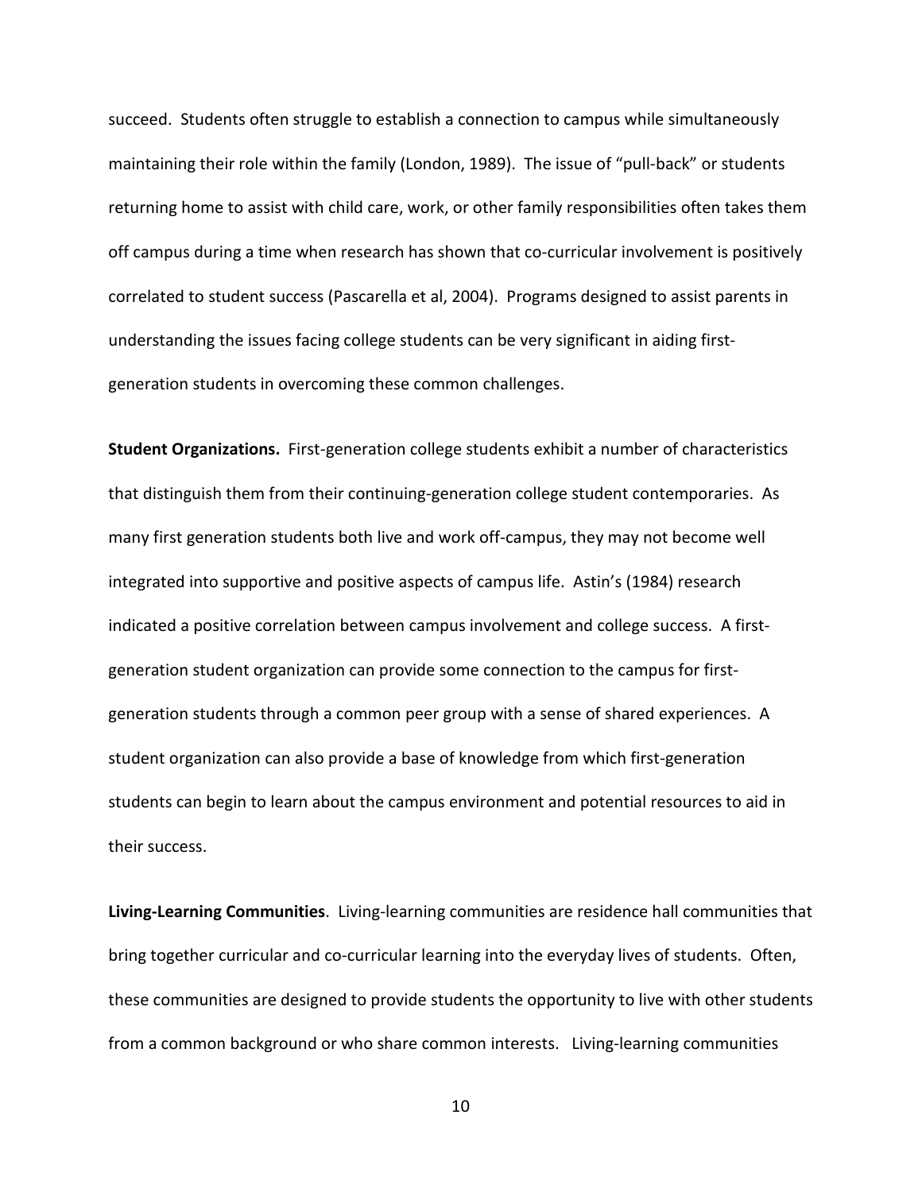succeed. Students often struggle to establish a connection to campus while simultaneously maintaining their role within the family (London, 1989). The issue of "pull-back" or students returning home to assist with child care, work, or other family responsibilities often takes them off campus during a time when research has shown that co-curricular involvement is positively correlated to student success (Pascarella et al, 2004). Programs designed to assist parents in understanding the issues facing college students can be very significant in aiding first-generation students in overcoming these common challenges.

**Student Organizations.** First-generation college students exhibit a number of characteristics that distinguish them from their continuing-generation college student contemporaries. As many first generation students both live and work off-campus, they may not become well integrated into supportive and positive aspects of campus life. Astin's (1984) research indicated a positive correlation between campus involvement and college success. A first-generation student organization can provide some connection to the campus for first-generation students through a common peer group with a sense of shared experiences. A student organization can also provide a base of knowledge from which first-generation students can begin to learn about the campus environment and potential resources to aid in their success.

**Living-Learning Communities**. Living-learning communities are residence hall communities that bring together curricular and co-curricular learning into the everyday lives of students. Often, these communities are designed to provide students the opportunity to live with other students from a common background or who share common interests. Living-learning communities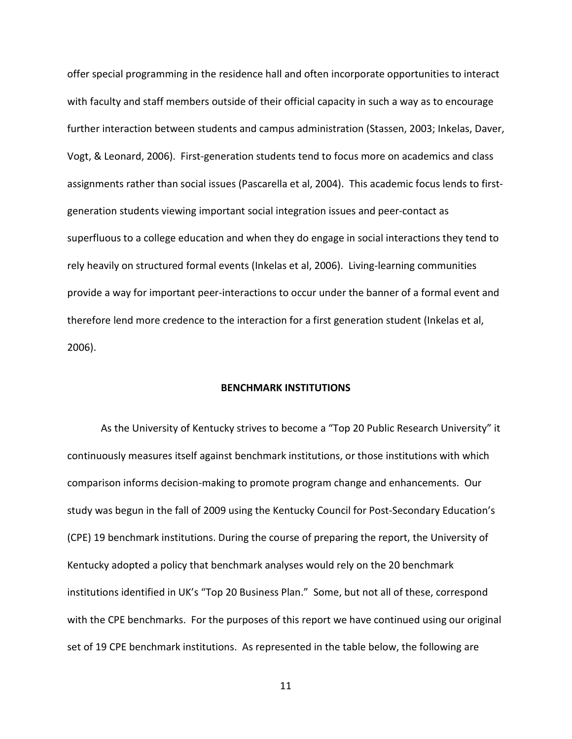offer special programming in the residence hall and often incorporate opportunities to interact with faculty and staff members outside of their official capacity in such a way as to encourage further interaction between students and campus administration (Stassen, 2003; Inkelas, Daver, Vogt, & Leonard, 2006). First-generation students tend to focus more on academics and class assignments rather than social issues (Pascarella et al, 2004). This academic focus lends to first-generation students viewing important social integration issues and peer-contact as superfluous to a college education and when they do engage in social interactions they tend to rely heavily on structured formal events (Inkelas et al, 2006). Living-learning communities provide a way for important peer-interactions to occur under the banner of a formal event and therefore lend more credence to the interaction for a first generation student (Inkelas et al, 2006).

## BENCHMARK INSTITUTIONS

As the University of Kentucky strives to become a "Top 20 Public Research University" it continuously measures itself against benchmark institutions, or those institutions with which comparison informs decision-making to promote program change and enhancements. Our study was begun in the fall of 2009 using the Kentucky Council for Post-Secondary Education's (CPE) 19 benchmark institutions. During the course of preparing the report, the University of Kentucky adopted a policy that benchmark analyses would rely on the 20 benchmark institutions identified in UK's "Top 20 Business Plan." Some, but not all of these, correspond with the CPE benchmarks. For the purposes of this report we have continued using our original set of 19 CPE benchmark institutions. As represented in the table below, the following are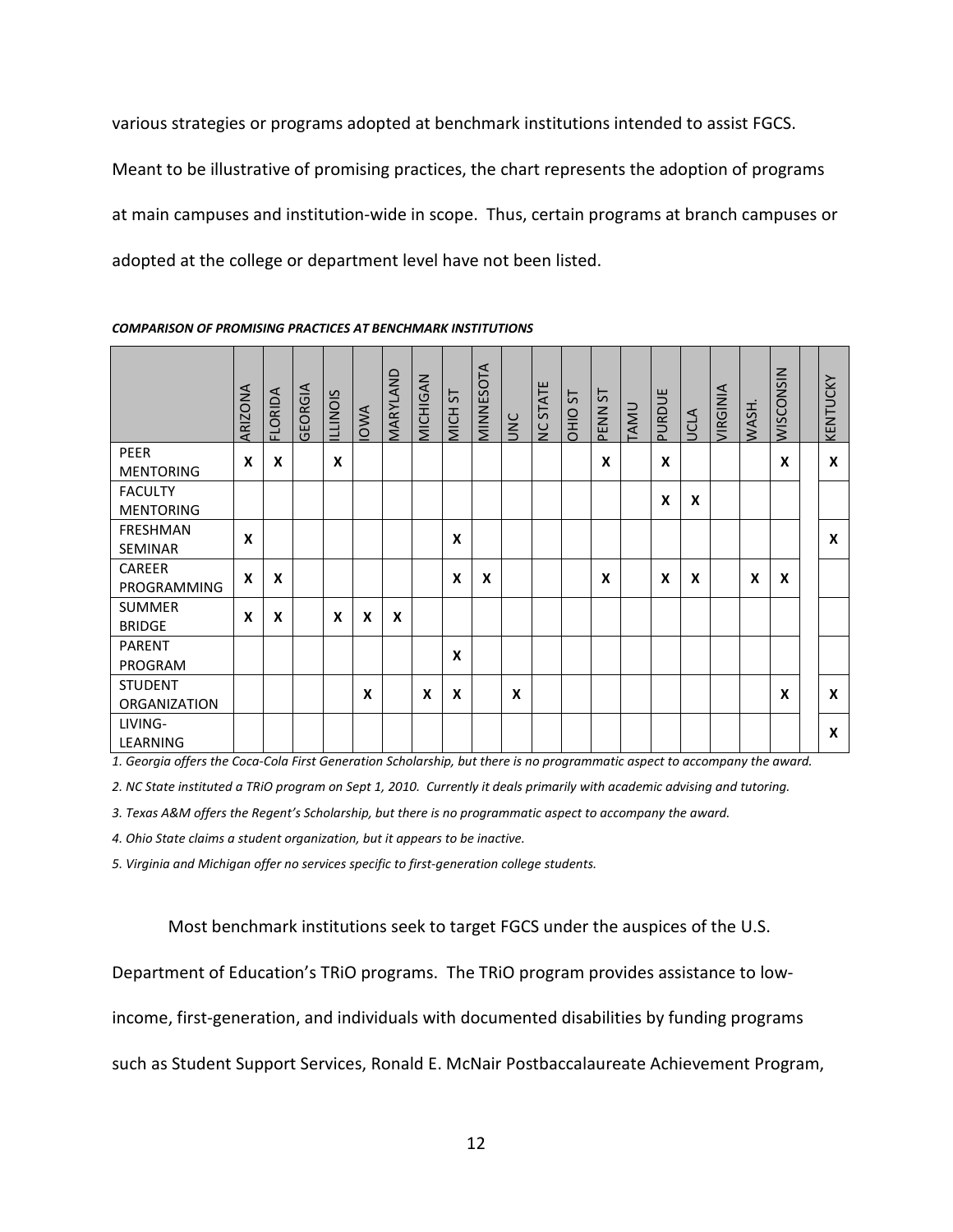various strategies or programs adopted at benchmark institutions intended to assist FGCS. Meant to be illustrative of promising practices, the chart represents the adoption of programs at main campuses and institution-wide in scope. Thus, certain programs at branch campuses or adopted at the college or department level have not been listed.

***COMPARISON OF PROMISING PRACTICES AT BENCHMARK INSTITUTIONS***

| | ARIZONA | FLORIDA | GEORGIA | ILLINOIS | IOWA | MARYLAND | MICHIGAN | MICH ST | MINNESOTA | UNC | NC STATE | OHIO ST | PENN ST | TAMU | PURDUE | UCLA | VIRGINIA | WASH. | WISCONSIN | KENTUCKY |
|---|---|---|---|---|---|---|---|---|---|---|---|---|---|---|---|---|---|---|---|---|
| PEER MENTORING | X | X | | X | | | | | | | | | X | | X | | | | X | X |
| FACULTY MENTORING | | | | | | | | | | | | | | | X | X | | | | |
| FRESHMAN SEMINAR | X | | | | | | | X | | | | | | | | | | | | X |
| CAREER PROGRAMMING | X | X | | | | | | X | X | | | | X | | X | X | | X | X | |
| SUMMER BRIDGE | X | X | | X | X | X | | | | | | | | | | | | | | |
| PARENT PROGRAM | | | | | | | | X | | | | | | | | | | | | |
| STUDENT ORGANIZATION | | | | | X | | X | X | | X | | | | | | | | | X | X |
| LIVING-LEARNING | | | | | | | | | | | | | | | | | | | | X |

*1. Georgia offers the Coca-Cola First Generation Scholarship, but there is no programmatic aspect to accompany the award.*

*2. NC State instituted a TRiO program on Sept 1, 2010. Currently it deals primarily with academic advising and tutoring.*

*3. Texas A&M offers the Regent's Scholarship, but there is no programmatic aspect to accompany the award.*

*4. Ohio State claims a student organization, but it appears to be inactive.*

*5. Virginia and Michigan offer no services specific to first-generation college students.*

Most benchmark institutions seek to target FGCS under the auspices of the U.S. Department of Education's TRiO programs. The TRiO program provides assistance to low-income, first-generation, and individuals with documented disabilities by funding programs such as Student Support Services, Ronald E. McNair Postbaccalaureate Achievement Program,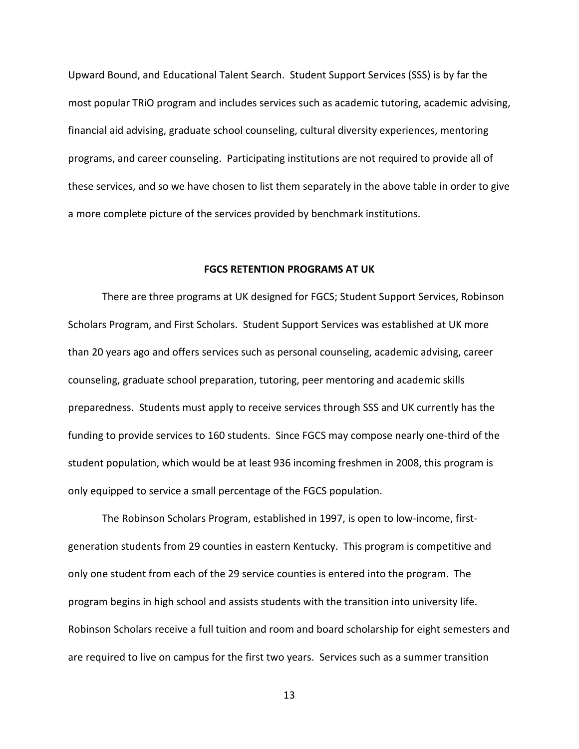Upward Bound, and Educational Talent Search. Student Support Services (SSS) is by far the most popular TRiO program and includes services such as academic tutoring, academic advising, financial aid advising, graduate school counseling, cultural diversity experiences, mentoring programs, and career counseling. Participating institutions are not required to provide all of these services, and so we have chosen to list them separately in the above table in order to give a more complete picture of the services provided by benchmark institutions.

## FGCS RETENTION PROGRAMS AT UK

There are three programs at UK designed for FGCS; Student Support Services, Robinson Scholars Program, and First Scholars. Student Support Services was established at UK more than 20 years ago and offers services such as personal counseling, academic advising, career counseling, graduate school preparation, tutoring, peer mentoring and academic skills preparedness. Students must apply to receive services through SSS and UK currently has the funding to provide services to 160 students. Since FGCS may compose nearly one-third of the student population, which would be at least 936 incoming freshmen in 2008, this program is only equipped to service a small percentage of the FGCS population.

The Robinson Scholars Program, established in 1997, is open to low-income, first-generation students from 29 counties in eastern Kentucky. This program is competitive and only one student from each of the 29 service counties is entered into the program. The program begins in high school and assists students with the transition into university life. Robinson Scholars receive a full tuition and room and board scholarship for eight semesters and are required to live on campus for the first two years. Services such as a summer transition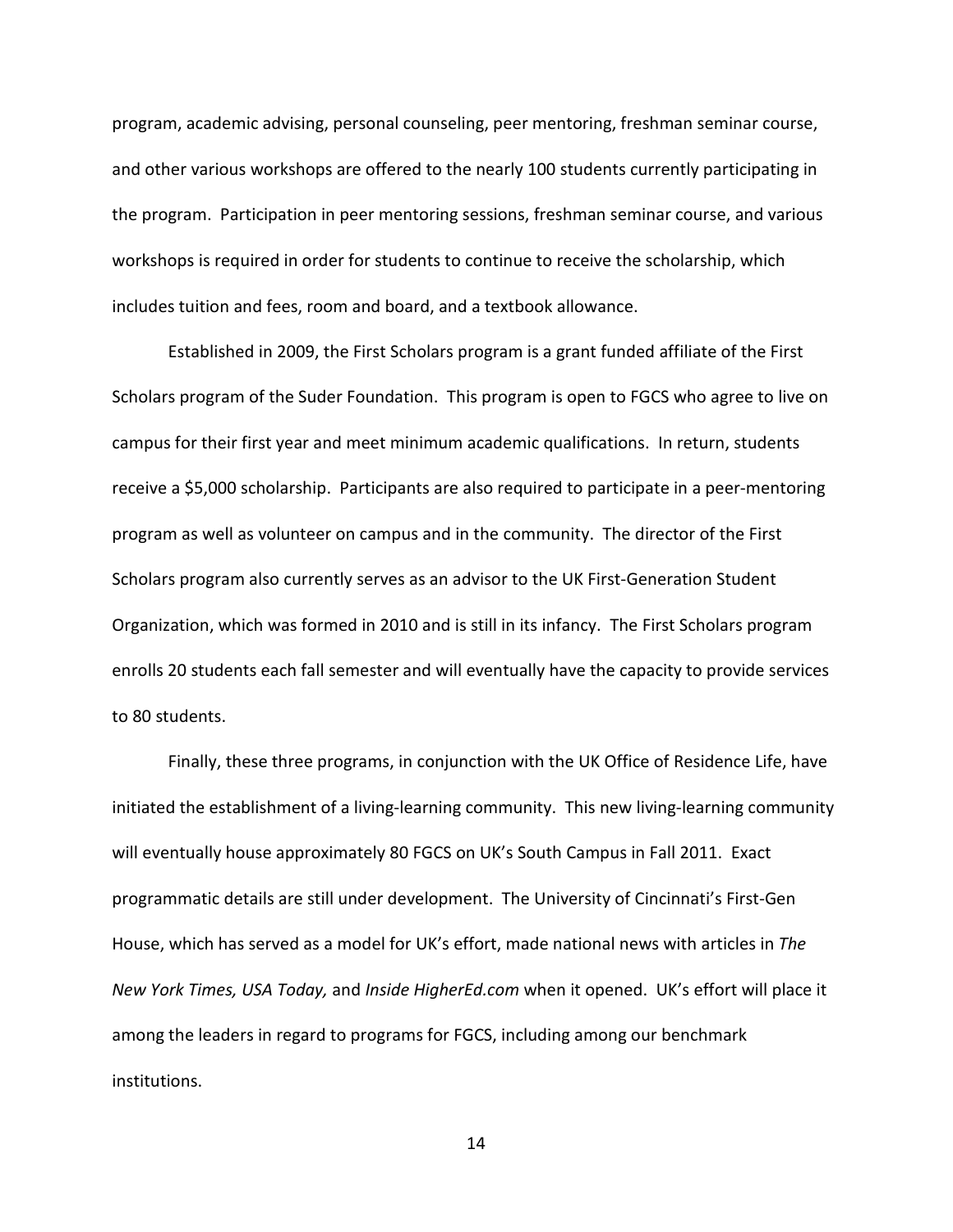program, academic advising, personal counseling, peer mentoring, freshman seminar course, and other various workshops are offered to the nearly 100 students currently participating in the program. Participation in peer mentoring sessions, freshman seminar course, and various workshops is required in order for students to continue to receive the scholarship, which includes tuition and fees, room and board, and a textbook allowance.

Established in 2009, the First Scholars program is a grant funded affiliate of the First Scholars program of the Suder Foundation. This program is open to FGCS who agree to live on campus for their first year and meet minimum academic qualifications. In return, students receive a $5,000 scholarship. Participants are also required to participate in a peer-mentoring program as well as volunteer on campus and in the community. The director of the First Scholars program also currently serves as an advisor to the UK First-Generation Student Organization, which was formed in 2010 and is still in its infancy. The First Scholars program enrolls 20 students each fall semester and will eventually have the capacity to provide services to 80 students.

Finally, these three programs, in conjunction with the UK Office of Residence Life, have initiated the establishment of a living-learning community. This new living-learning community will eventually house approximately 80 FGCS on UK's South Campus in Fall 2011. Exact programmatic details are still under development. The University of Cincinnati's First-Gen House, which has served as a model for UK's effort, made national news with articles in *The New York Times, USA Today,* and *Inside HigherEd.com* when it opened. UK's effort will place it among the leaders in regard to programs for FGCS, including among our benchmark institutions.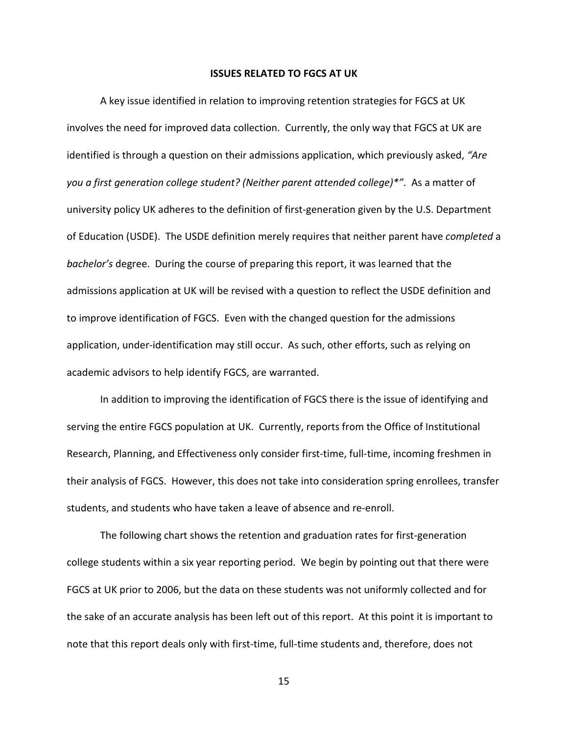## ISSUES RELATED TO FGCS AT UK

A key issue identified in relation to improving retention strategies for FGCS at UK involves the need for improved data collection. Currently, the only way that FGCS at UK are identified is through a question on their admissions application, which previously asked, *"Are you a first generation college student? (Neither parent attended college)*"*. As a matter of university policy UK adheres to the definition of first-generation given by the U.S. Department of Education (USDE). The USDE definition merely requires that neither parent have *completed* a *bachelor's* degree. During the course of preparing this report, it was learned that the admissions application at UK will be revised with a question to reflect the USDE definition and to improve identification of FGCS. Even with the changed question for the admissions application, under-identification may still occur. As such, other efforts, such as relying on academic advisors to help identify FGCS, are warranted.

In addition to improving the identification of FGCS there is the issue of identifying and serving the entire FGCS population at UK. Currently, reports from the Office of Institutional Research, Planning, and Effectiveness only consider first-time, full-time, incoming freshmen in their analysis of FGCS. However, this does not take into consideration spring enrollees, transfer students, and students who have taken a leave of absence and re-enroll.

The following chart shows the retention and graduation rates for first-generation college students within a six year reporting period. We begin by pointing out that there were FGCS at UK prior to 2006, but the data on these students was not uniformly collected and for the sake of an accurate analysis has been left out of this report. At this point it is important to note that this report deals only with first-time, full-time students and, therefore, does not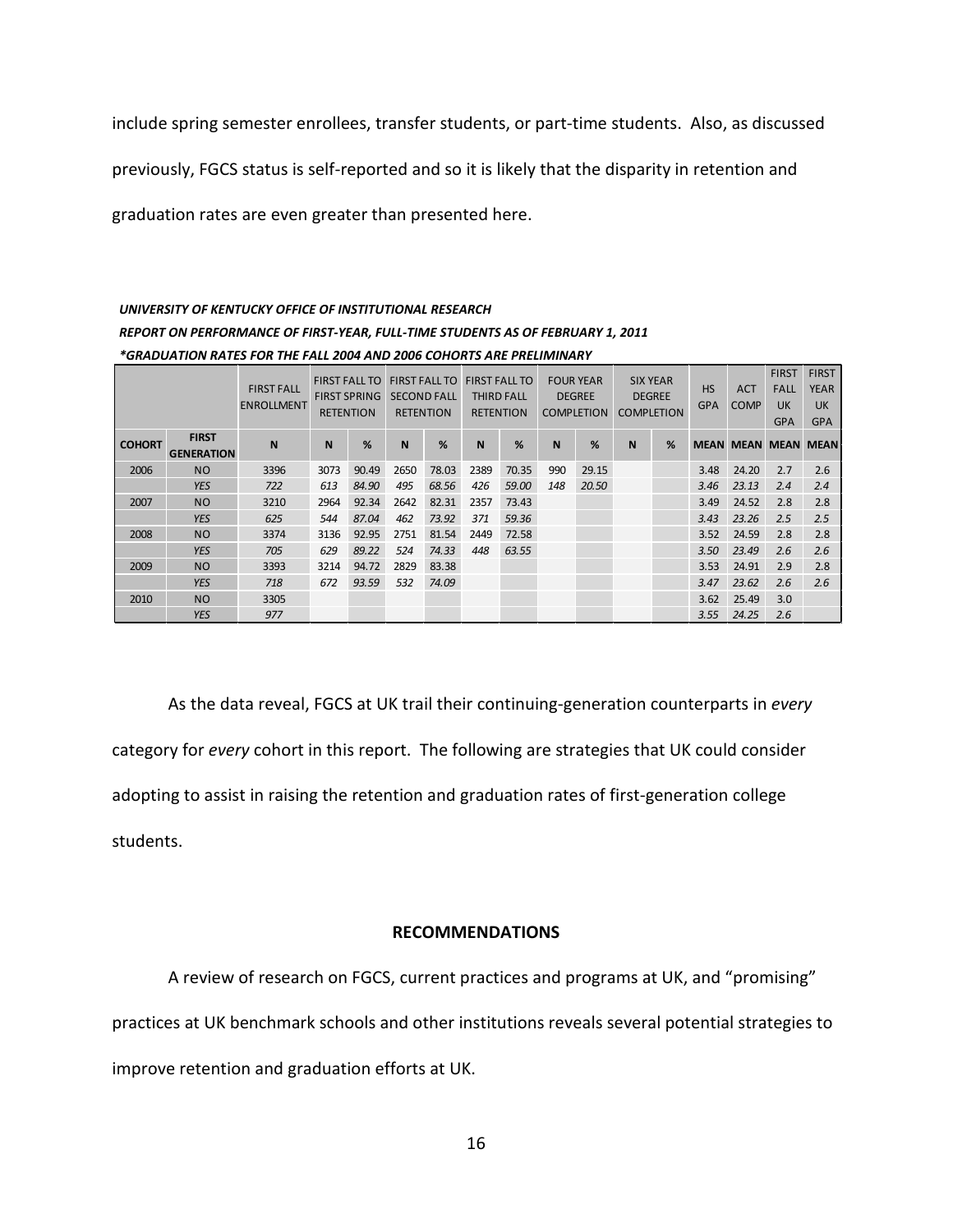include spring semester enrollees, transfer students, or part-time students. Also, as discussed previously, FGCS status is self-reported and so it is likely that the disparity in retention and graduation rates are even greater than presented here.

***UNIVERSITY OF KENTUCKY OFFICE OF INSTITUTIONAL RESEARCH***
***REPORT ON PERFORMANCE OF FIRST-YEAR, FULL-TIME STUDENTS AS OF FEBRUARY 1, 2011***
***\*GRADUATION RATES FOR THE FALL 2004 AND 2006 COHORTS ARE PRELIMINARY***

| | | FIRST FALL ENROLLMENT | FIRST FALL TO FIRST SPRING RETENTION | | FIRST FALL TO SECOND FALL RETENTION | | FIRST FALL TO THIRD FALL RETENTION | | FOUR YEAR DEGREE COMPLETION | | SIX YEAR DEGREE COMPLETION | | HS GPA | ACT COMP | FIRST FALL UK GPA | FIRST YEAR UK GPA |
|---|---|---|---|---|---|---|---|---|---|---|---|---|---|---|---|---|
| **COHORT** | **FIRST GENERATION** | **N** | **N** | **%** | **N** | **%** | **N** | **%** | **N** | **%** | **N** | **%** | **MEAN** | **MEAN** | **MEAN** | **MEAN** |
| 2006 | NO | 3396 | 3073 | 90.49 | 2650 | 78.03 | 2389 | 70.35 | 990 | 29.15 | | | 3.48 | 24.20 | 2.7 | 2.6 |
| | *YES* | *722* | *613* | *84.90* | *495* | *68.56* | *426* | *59.00* | *148* | *20.50* | | | *3.46* | *23.13* | *2.4* | *2.4* |
| 2007 | NO | 3210 | 2964 | 92.34 | 2642 | 82.31 | 2357 | 73.43 | | | | | 3.49 | 24.52 | 2.8 | 2.8 |
| | *YES* | *625* | *544* | *87.04* | *462* | *73.92* | *371* | *59.36* | | | | | *3.43* | *23.26* | *2.5* | *2.5* |
| 2008 | NO | 3374 | 3136 | 92.95 | 2751 | 81.54 | 2449 | 72.58 | | | | | 3.52 | 24.59 | 2.8 | 2.8 |
| | *YES* | *705* | *629* | *89.22* | *524* | *74.33* | *448* | *63.55* | | | | | *3.50* | *23.49* | *2.6* | *2.6* |
| 2009 | NO | 3393 | 3214 | 94.72 | 2829 | 83.38 | | | | | | | 3.53 | 24.91 | 2.9 | 2.8 |
| | *YES* | *718* | *672* | *93.59* | *532* | *74.09* | | | | | | | *3.47* | *23.62* | *2.6* | *2.6* |
| 2010 | NO | 3305 | | | | | | | | | | | 3.62 | 25.49 | 3.0 | |
| | *YES* | *977* | | | | | | | | | | | *3.55* | *24.25* | *2.6* | |

As the data reveal, FGCS at UK trail their continuing-generation counterparts in *every* category for *every* cohort in this report. The following are strategies that UK could consider adopting to assist in raising the retention and graduation rates of first-generation college students.

## RECOMMENDATIONS

A review of research on FGCS, current practices and programs at UK, and "promising" practices at UK benchmark schools and other institutions reveals several potential strategies to improve retention and graduation efforts at UK.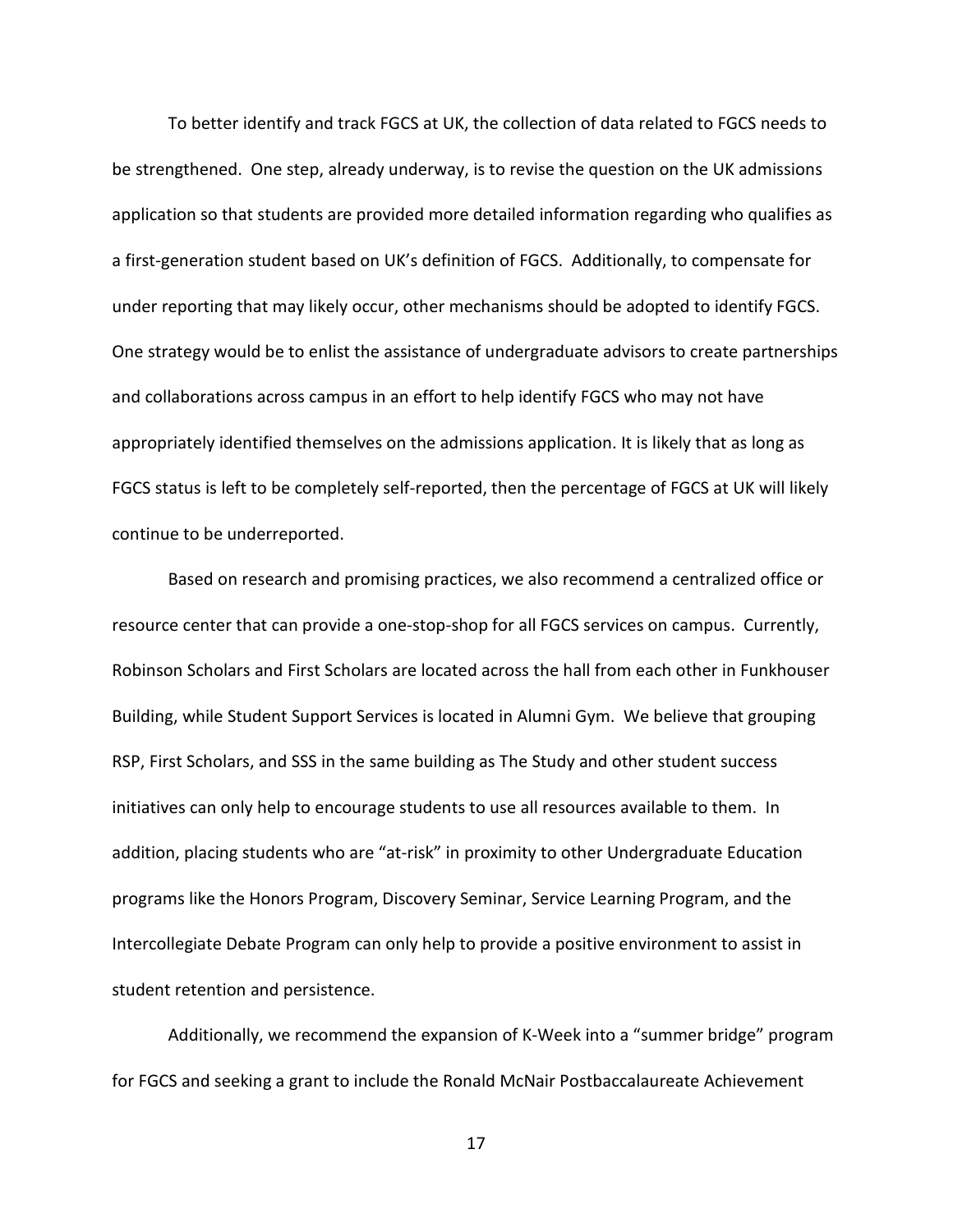To better identify and track FGCS at UK, the collection of data related to FGCS needs to be strengthened. One step, already underway, is to revise the question on the UK admissions application so that students are provided more detailed information regarding who qualifies as a first-generation student based on UK's definition of FGCS. Additionally, to compensate for under reporting that may likely occur, other mechanisms should be adopted to identify FGCS. One strategy would be to enlist the assistance of undergraduate advisors to create partnerships and collaborations across campus in an effort to help identify FGCS who may not have appropriately identified themselves on the admissions application. It is likely that as long as FGCS status is left to be completely self-reported, then the percentage of FGCS at UK will likely continue to be underreported.

Based on research and promising practices, we also recommend a centralized office or resource center that can provide a one-stop-shop for all FGCS services on campus. Currently, Robinson Scholars and First Scholars are located across the hall from each other in Funkhouser Building, while Student Support Services is located in Alumni Gym. We believe that grouping RSP, First Scholars, and SSS in the same building as The Study and other student success initiatives can only help to encourage students to use all resources available to them. In addition, placing students who are "at-risk" in proximity to other Undergraduate Education programs like the Honors Program, Discovery Seminar, Service Learning Program, and the Intercollegiate Debate Program can only help to provide a positive environment to assist in student retention and persistence.

Additionally, we recommend the expansion of K-Week into a "summer bridge" program for FGCS and seeking a grant to include the Ronald McNair Postbaccalaureate Achievement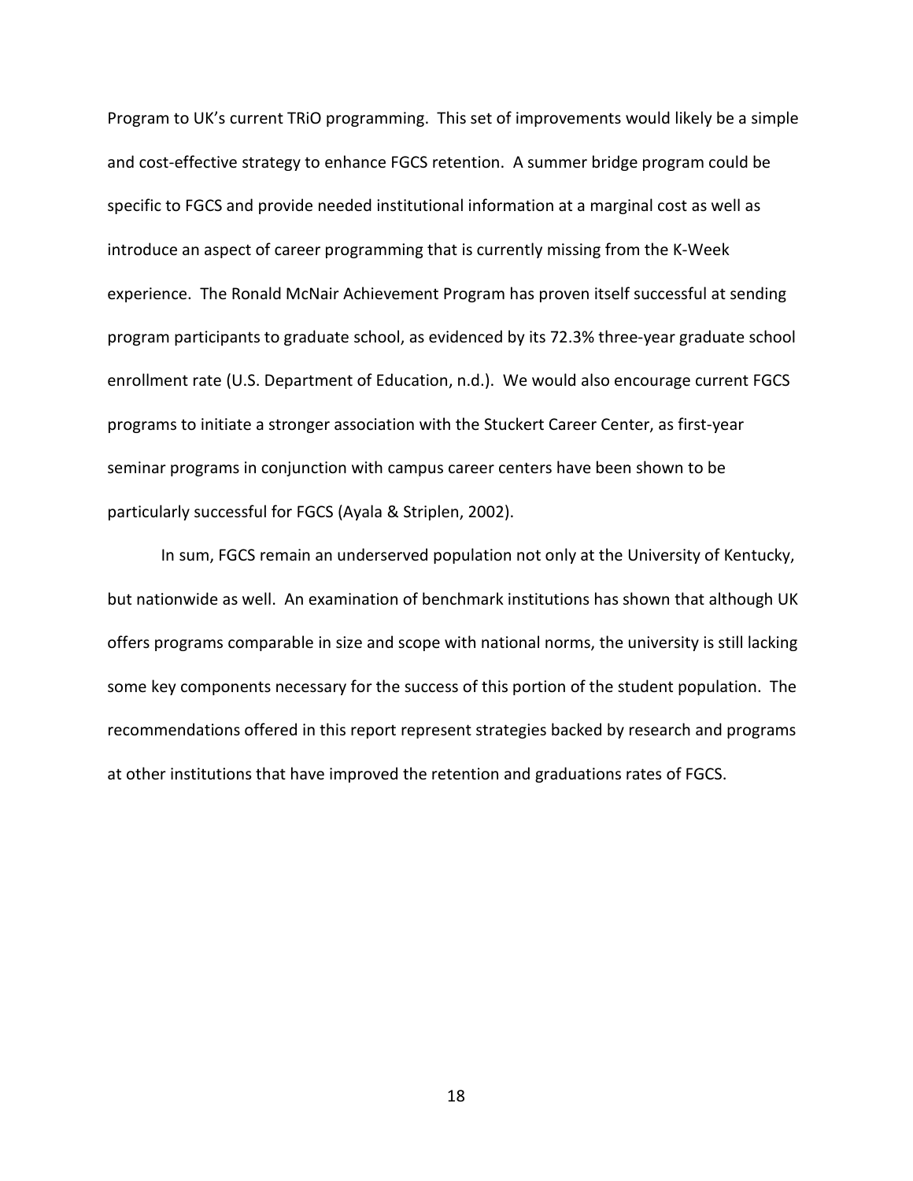Program to UK's current TRiO programming. This set of improvements would likely be a simple and cost-effective strategy to enhance FGCS retention. A summer bridge program could be specific to FGCS and provide needed institutional information at a marginal cost as well as introduce an aspect of career programming that is currently missing from the K-Week experience. The Ronald McNair Achievement Program has proven itself successful at sending program participants to graduate school, as evidenced by its 72.3% three-year graduate school enrollment rate (U.S. Department of Education, n.d.). We would also encourage current FGCS programs to initiate a stronger association with the Stuckert Career Center, as first-year seminar programs in conjunction with campus career centers have been shown to be particularly successful for FGCS (Ayala & Striplen, 2002).

In sum, FGCS remain an underserved population not only at the University of Kentucky, but nationwide as well. An examination of benchmark institutions has shown that although UK offers programs comparable in size and scope with national norms, the university is still lacking some key components necessary for the success of this portion of the student population. The recommendations offered in this report represent strategies backed by research and programs at other institutions that have improved the retention and graduations rates of FGCS.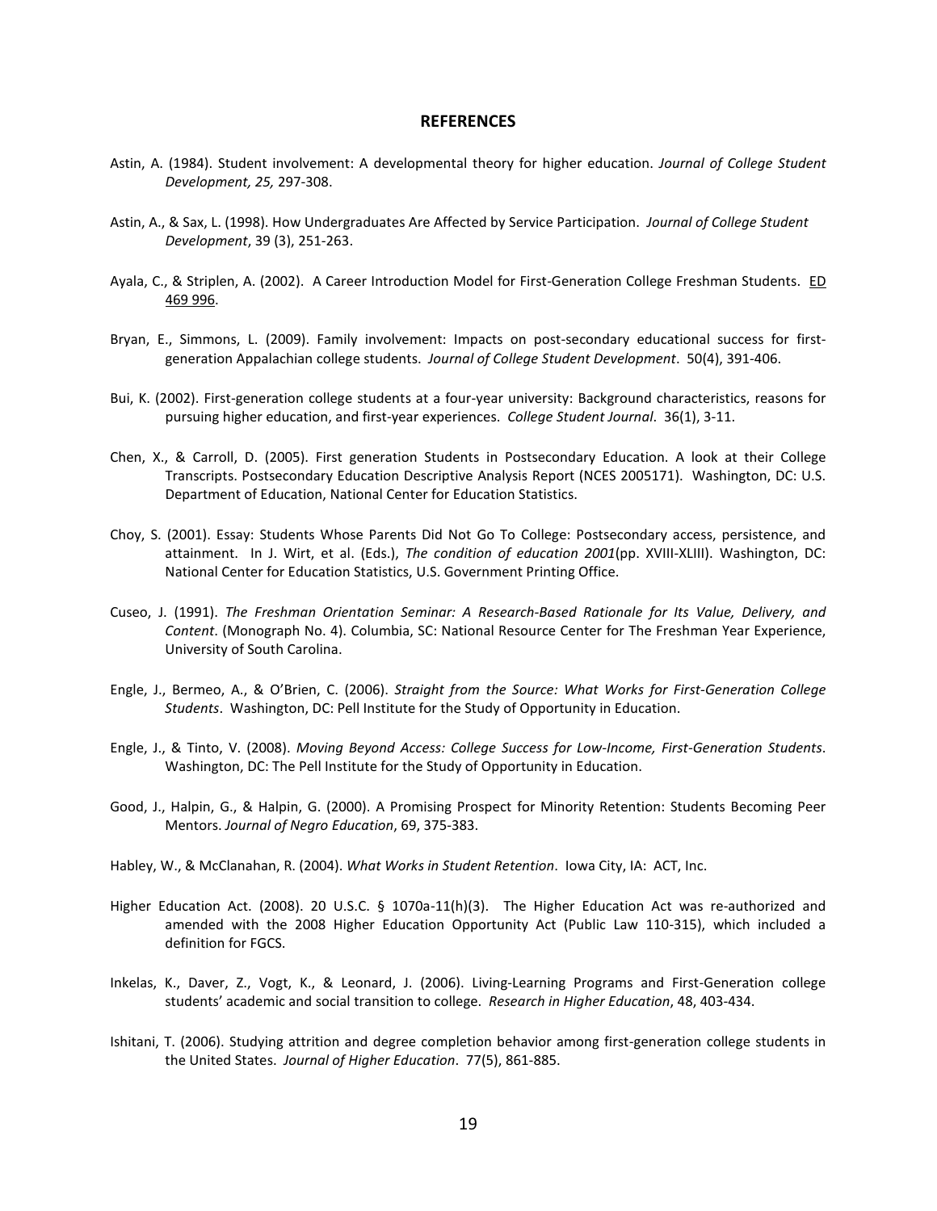## REFERENCES

Astin, A. (1984). Student involvement: A developmental theory for higher education. *Journal of College Student Development, 25,* 297-308.

Astin, A., & Sax, L. (1998). How Undergraduates Are Affected by Service Participation. *Journal of College Student Development*, 39 (3), 251-263.

Ayala, C., & Striplen, A. (2002). A Career Introduction Model for First-Generation College Freshman Students. ED 469 996.

Bryan, E., Simmons, L. (2009). Family involvement: Impacts on post-secondary educational success for first-generation Appalachian college students. *Journal of College Student Development*. 50(4), 391-406.

Bui, K. (2002). First-generation college students at a four-year university: Background characteristics, reasons for pursuing higher education, and first-year experiences. *College Student Journal*. 36(1), 3-11.

Chen, X., & Carroll, D. (2005). First generation Students in Postsecondary Education. A look at their College Transcripts. Postsecondary Education Descriptive Analysis Report (NCES 2005171). Washington, DC: U.S. Department of Education, National Center for Education Statistics.

Choy, S. (2001). Essay: Students Whose Parents Did Not Go To College: Postsecondary access, persistence, and attainment. In J. Wirt, et al. (Eds.), *The condition of education 2001*(pp. XVIII-XLIII). Washington, DC: National Center for Education Statistics, U.S. Government Printing Office.

Cuseo, J. (1991). *The Freshman Orientation Seminar: A Research-Based Rationale for Its Value, Delivery, and Content*. (Monograph No. 4). Columbia, SC: National Resource Center for The Freshman Year Experience, University of South Carolina.

Engle, J., Bermeo, A., & O'Brien, C. (2006). *Straight from the Source: What Works for First-Generation College Students*. Washington, DC: Pell Institute for the Study of Opportunity in Education.

Engle, J., & Tinto, V. (2008). *Moving Beyond Access: College Success for Low-Income, First-Generation Students*. Washington, DC: The Pell Institute for the Study of Opportunity in Education.

Good, J., Halpin, G., & Halpin, G. (2000). A Promising Prospect for Minority Retention: Students Becoming Peer Mentors. *Journal of Negro Education*, 69, 375-383.

Habley, W., & McClanahan, R. (2004). *What Works in Student Retention*. Iowa City, IA: ACT, Inc.

Higher Education Act. (2008). 20 U.S.C. § 1070a-11(h)(3). The Higher Education Act was re-authorized and amended with the 2008 Higher Education Opportunity Act (Public Law 110-315), which included a definition for FGCS.

Inkelas, K., Daver, Z., Vogt, K., & Leonard, J. (2006). Living-Learning Programs and First-Generation college students' academic and social transition to college. *Research in Higher Education*, 48, 403-434.

Ishitani, T. (2006). Studying attrition and degree completion behavior among first-generation college students in the United States. *Journal of Higher Education*. 77(5), 861-885.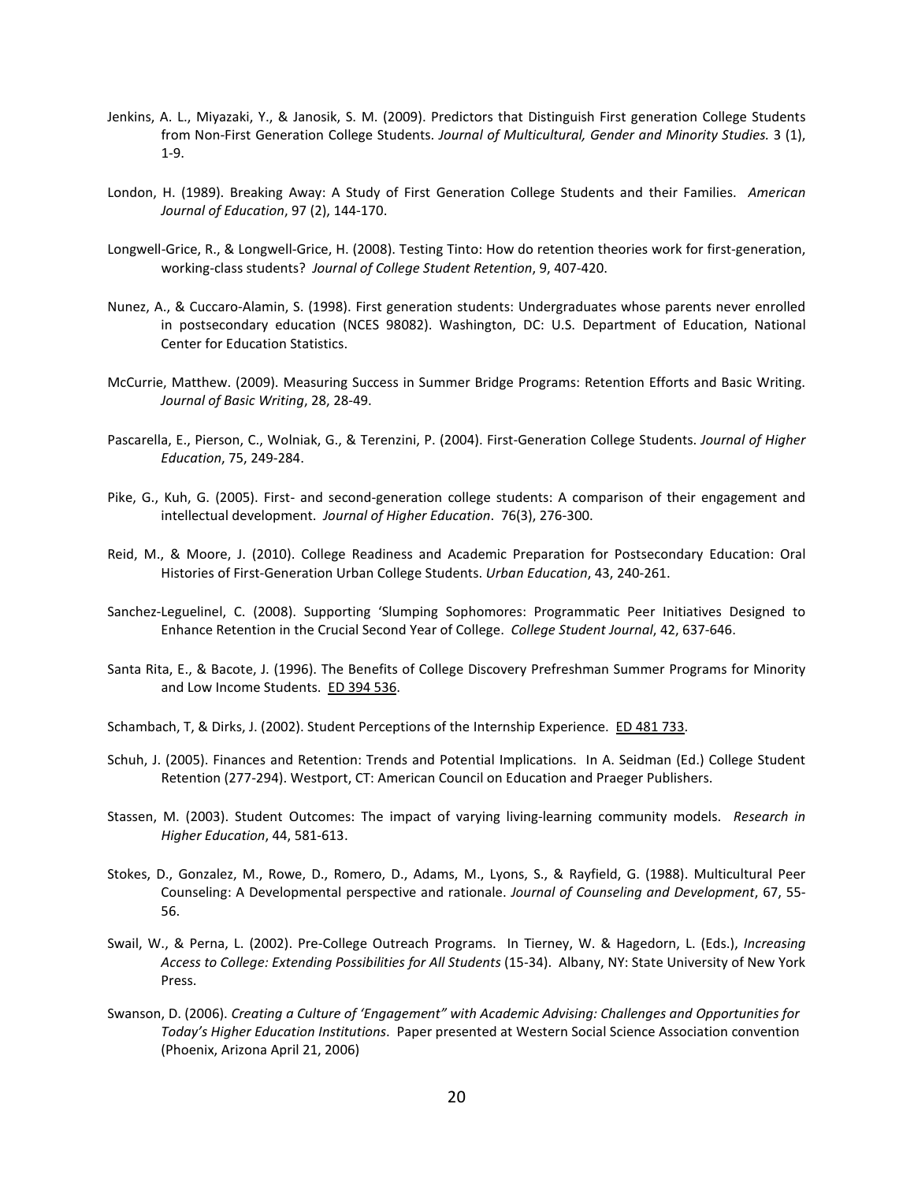Jenkins, A. L., Miyazaki, Y., & Janosik, S. M. (2009). Predictors that Distinguish First generation College Students from Non-First Generation College Students. *Journal of Multicultural, Gender and Minority Studies.* 3 (1), 1-9.

London, H. (1989). Breaking Away: A Study of First Generation College Students and their Families. *American Journal of Education*, 97 (2), 144-170.

Longwell-Grice, R., & Longwell-Grice, H. (2008). Testing Tinto: How do retention theories work for first-generation, working-class students? *Journal of College Student Retention*, 9, 407-420.

Nunez, A., & Cuccaro-Alamin, S. (1998). First generation students: Undergraduates whose parents never enrolled in postsecondary education (NCES 98082). Washington, DC: U.S. Department of Education, National Center for Education Statistics.

McCurrie, Matthew. (2009). Measuring Success in Summer Bridge Programs: Retention Efforts and Basic Writing. *Journal of Basic Writing*, 28, 28-49.

Pascarella, E., Pierson, C., Wolniak, G., & Terenzini, P. (2004). First-Generation College Students. *Journal of Higher Education*, 75, 249-284.

Pike, G., Kuh, G. (2005). First- and second-generation college students: A comparison of their engagement and intellectual development. *Journal of Higher Education*. 76(3), 276-300.

Reid, M., & Moore, J. (2010). College Readiness and Academic Preparation for Postsecondary Education: Oral Histories of First-Generation Urban College Students. *Urban Education*, 43, 240-261.

Sanchez-Leguelinel, C. (2008). Supporting 'Slumping Sophomores: Programmatic Peer Initiatives Designed to Enhance Retention in the Crucial Second Year of College. *College Student Journal*, 42, 637-646.

Santa Rita, E., & Bacote, J. (1996). The Benefits of College Discovery Prefreshman Summer Programs for Minority and Low Income Students. ED 394 536.

Schambach, T, & Dirks, J. (2002). Student Perceptions of the Internship Experience. ED 481 733.

Schuh, J. (2005). Finances and Retention: Trends and Potential Implications. In A. Seidman (Ed.) College Student Retention (277-294). Westport, CT: American Council on Education and Praeger Publishers.

Stassen, M. (2003). Student Outcomes: The impact of varying living-learning community models. *Research in Higher Education*, 44, 581-613.

Stokes, D., Gonzalez, M., Rowe, D., Romero, D., Adams, M., Lyons, S., & Rayfield, G. (1988). Multicultural Peer Counseling: A Developmental perspective and rationale. *Journal of Counseling and Development*, 67, 55-56.

Swail, W., & Perna, L. (2002). Pre-College Outreach Programs. In Tierney, W. & Hagedorn, L. (Eds.), *Increasing Access to College: Extending Possibilities for All Students* (15-34). Albany, NY: State University of New York Press.

Swanson, D. (2006). *Creating a Culture of 'Engagement" with Academic Advising: Challenges and Opportunities for Today's Higher Education Institutions*. Paper presented at Western Social Science Association convention (Phoenix, Arizona April 21, 2006)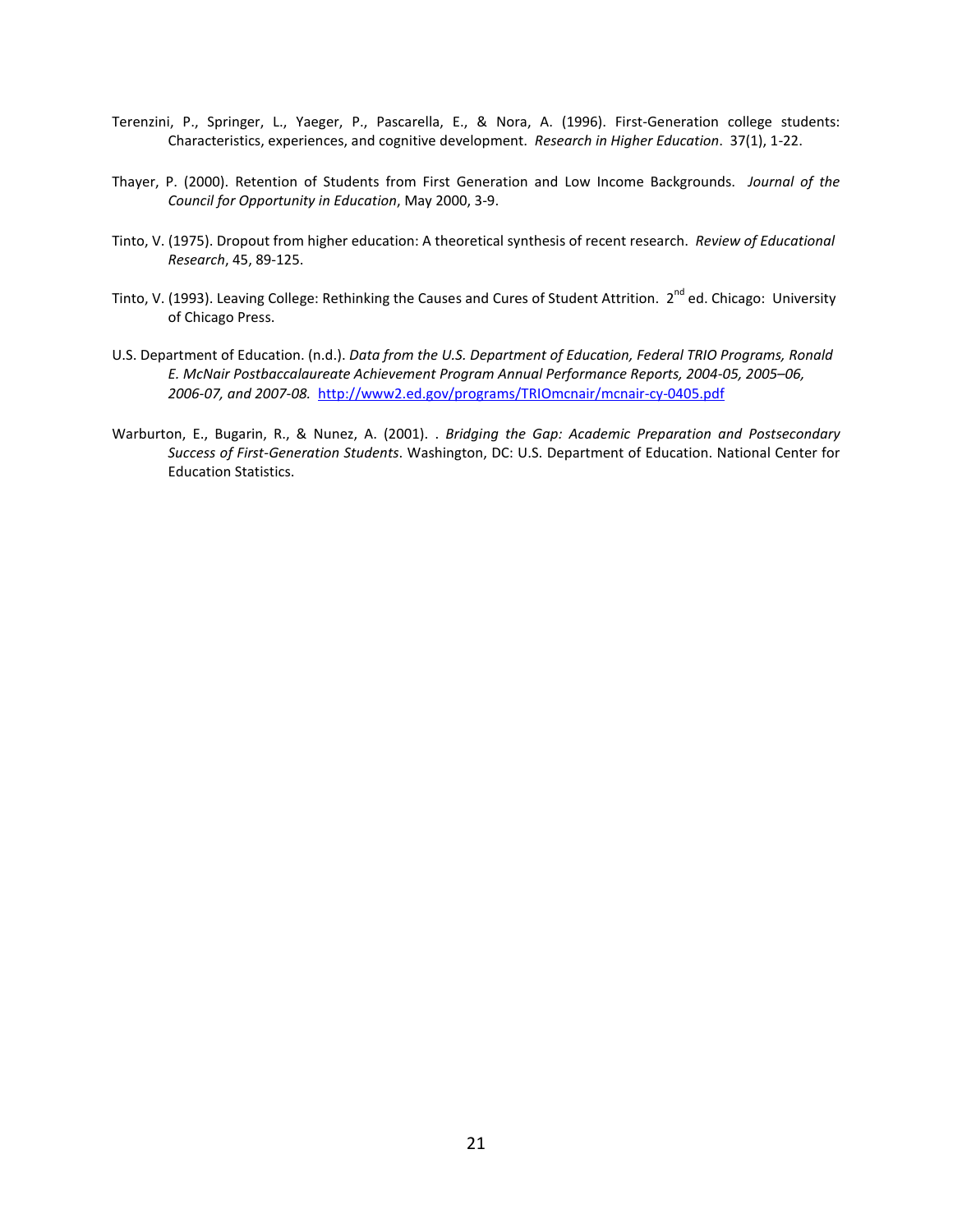Terenzini, P., Springer, L., Yaeger, P., Pascarella, E., & Nora, A. (1996). First-Generation college students: Characteristics, experiences, and cognitive development. *Research in Higher Education*. 37(1), 1-22.

Thayer, P. (2000). Retention of Students from First Generation and Low Income Backgrounds. *Journal of the Council for Opportunity in Education*, May 2000, 3-9.

Tinto, V. (1975). Dropout from higher education: A theoretical synthesis of recent research. *Review of Educational Research*, 45, 89-125.

Tinto, V. (1993). Leaving College: Rethinking the Causes and Cures of Student Attrition. 2nd ed. Chicago: University of Chicago Press.

U.S. Department of Education. (n.d.). *Data from the U.S. Department of Education, Federal TRIO Programs, Ronald E. McNair Postbaccalaureate Achievement Program Annual Performance Reports, 2004-05, 2005–06, 2006-07, and 2007-08.* [http://www2.ed.gov/programs/TRIOmcnair/mcnair-cy-0405.pdf](http://www2.ed.gov/programs/TRIOmcnair/mcnair-cy-0405.pdf)

Warburton, E., Bugarin, R., & Nunez, A. (2001). . *Bridging the Gap: Academic Preparation and Postsecondary Success of First-Generation Students*. Washington, DC: U.S. Department of Education. National Center for Education Statistics.